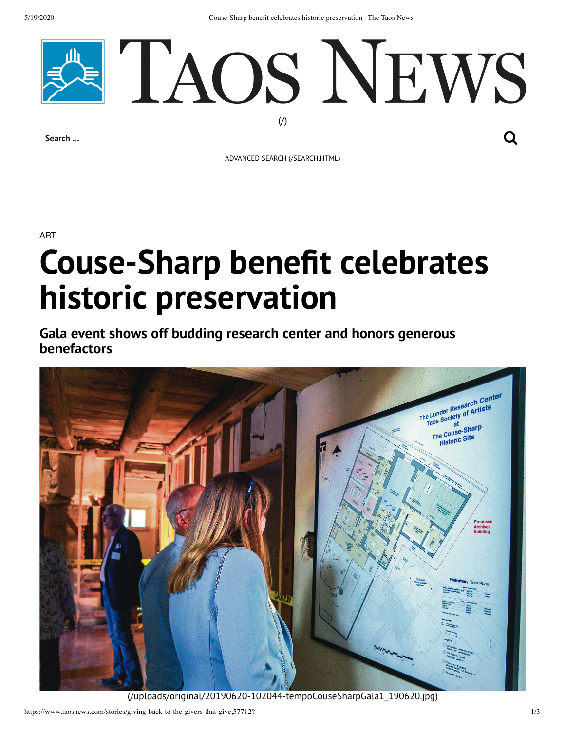# Taos News

(/)

Search ...

ADVANCED SEARCH (/SEARCH.HTML)

ART

# Couse-Sharp benefit celebrates historic preservation

## Gala event shows off budding research center and honors generous benefactors

(/uploads/original/20190620-102044-tempoCouseSharpGala1_190620.jpg)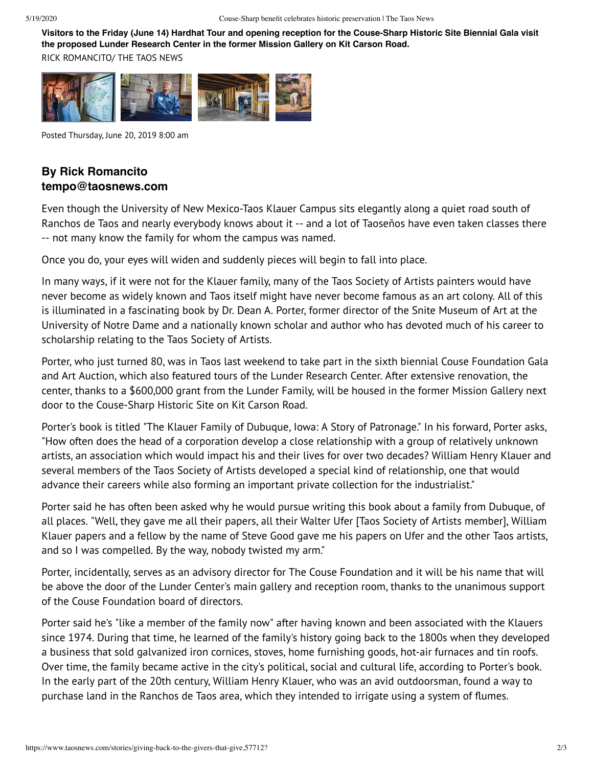**Visitors to the Friday (June 14) Hardhat Tour and opening reception for the Couse-Sharp Historic Site Biennial Gala visit the proposed Lunder Research Center in the former Mission Gallery on Kit Carson Road.**

RICK ROMANCITO/ THE TAOS NEWS

Posted Thursday, June 20, 2019 8:00 am

### By Rick Romancito
### tempo@taosnews.com

Even though the University of New Mexico-Taos Klauer Campus sits elegantly along a quiet road south of Ranchos de Taos and nearly everybody knows about it -- and a lot of Taoseños have even taken classes there -- not many know the family for whom the campus was named.

Once you do, your eyes will widen and suddenly pieces will begin to fall into place.

In many ways, if it were not for the Klauer family, many of the Taos Society of Artists painters would have never become as widely known and Taos itself might have never become famous as an art colony. All of this is illuminated in a fascinating book by Dr. Dean A. Porter, former director of the Snite Museum of Art at the University of Notre Dame and a nationally known scholar and author who has devoted much of his career to scholarship relating to the Taos Society of Artists.

Porter, who just turned 80, was in Taos last weekend to take part in the sixth biennial Couse Foundation Gala and Art Auction, which also featured tours of the Lunder Research Center. After extensive renovation, the center, thanks to a $600,000 grant from the Lunder Family, will be housed in the former Mission Gallery next door to the Couse-Sharp Historic Site on Kit Carson Road.

Porter's book is titled "The Klauer Family of Dubuque, Iowa: A Story of Patronage." In his forward, Porter asks, "How often does the head of a corporation develop a close relationship with a group of relatively unknown artists, an association which would impact his and their lives for over two decades? William Henry Klauer and several members of the Taos Society of Artists developed a special kind of relationship, one that would advance their careers while also forming an important private collection for the industrialist."

Porter said he has often been asked why he would pursue writing this book about a family from Dubuque, of all places. "Well, they gave me all their papers, all their Walter Ufer [Taos Society of Artists member], William Klauer papers and a fellow by the name of Steve Good gave me his papers on Ufer and the other Taos artists, and so I was compelled. By the way, nobody twisted my arm."

Porter, incidentally, serves as an advisory director for The Couse Foundation and it will be his name that will be above the door of the Lunder Center's main gallery and reception room, thanks to the unanimous support of the Couse Foundation board of directors.

Porter said he's "like a member of the family now" after having known and been associated with the Klauers since 1974. During that time, he learned of the family's history going back to the 1800s when they developed a business that sold galvanized iron cornices, stoves, home furnishing goods, hot-air furnaces and tin roofs. Over time, the family became active in the city's political, social and cultural life, according to Porter's book. In the early part of the 20th century, William Henry Klauer, who was an avid outdoorsman, found a way to purchase land in the Ranchos de Taos area, which they intended to irrigate using a system of flumes.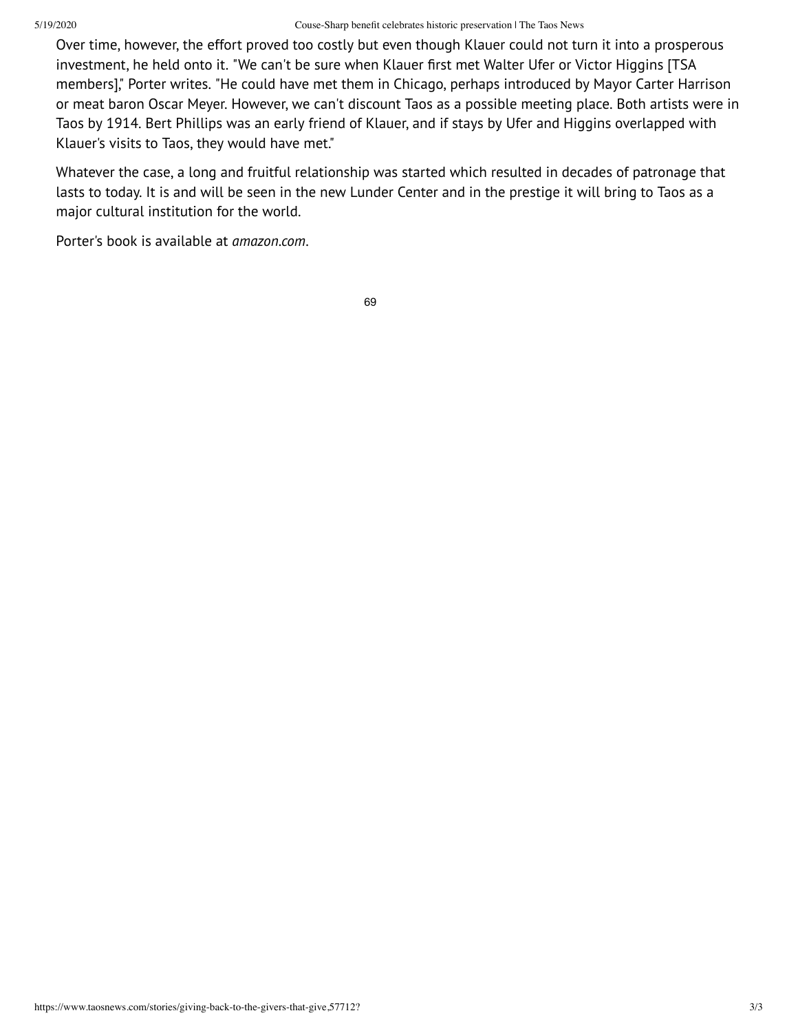Over time, however, the effort proved too costly but even though Klauer could not turn it into a prosperous investment, he held onto it. "We can't be sure when Klauer first met Walter Ufer or Victor Higgins [TSA members]," Porter writes. "He could have met them in Chicago, perhaps introduced by Mayor Carter Harrison or meat baron Oscar Meyer. However, we can't discount Taos as a possible meeting place. Both artists were in Taos by 1914. Bert Phillips was an early friend of Klauer, and if stays by Ufer and Higgins overlapped with Klauer's visits to Taos, they would have met."

Whatever the case, a long and fruitful relationship was started which resulted in decades of patronage that lasts to today. It is and will be seen in the new Lunder Center and in the prestige it will bring to Taos as a major cultural institution for the world.

Porter's book is available at *amazon.com*.

69